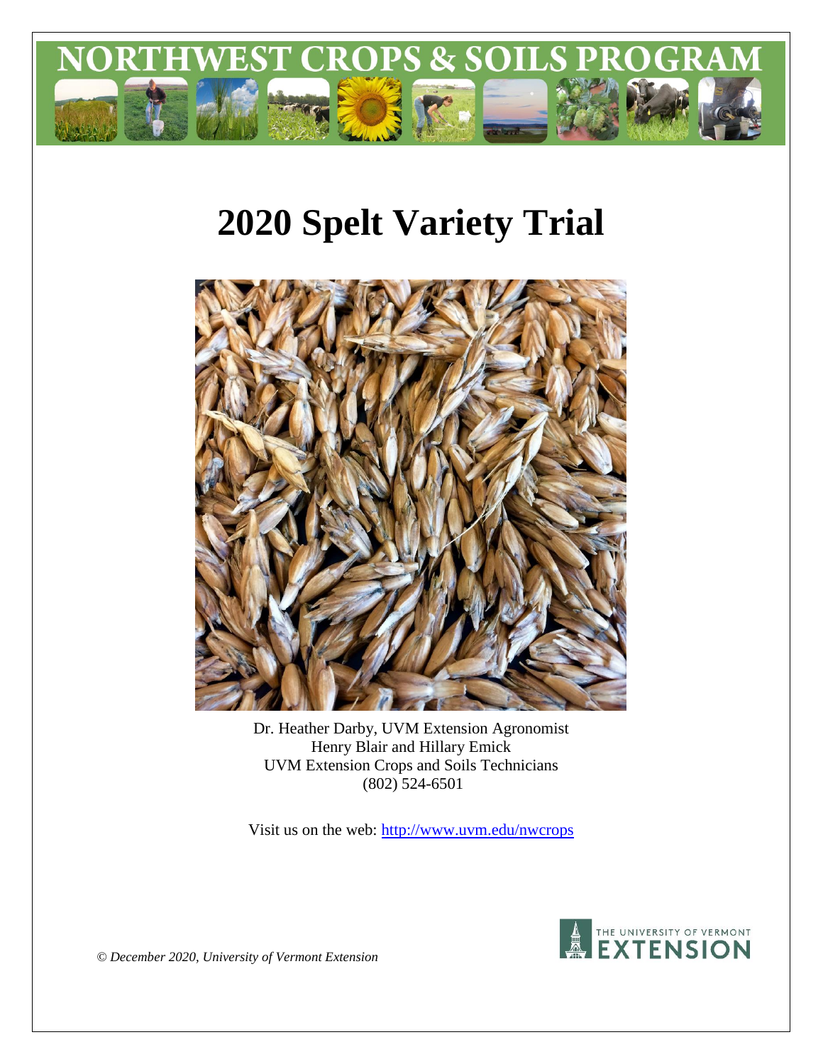# NORTHWEST CROPS & SOILS PROGRAM

# 2020 Spelt Variety Trial

Dr. Heather Darby, UVM Extension Agronomist
Henry Blair and Hillary Emick
UVM Extension Crops and Soils Technicians
(802) 524-6501

Visit us on the web: http://www.uvm.edu/nwcrops

THE UNIVERSITY OF VERMONT EXTENSION

*© December 2020, University of Vermont Extension*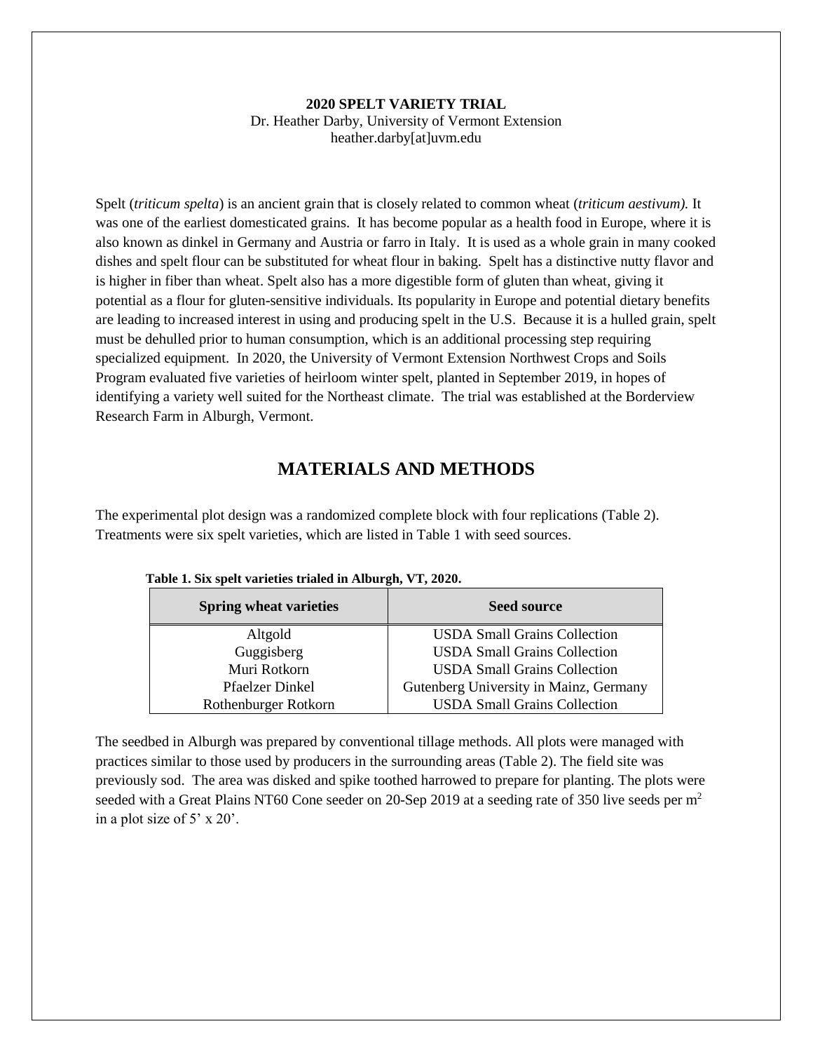**2020 SPELT VARIETY TRIAL**
Dr. Heather Darby, University of Vermont Extension
heather.darby[at]uvm.edu

Spelt (*triticum spelta*) is an ancient grain that is closely related to common wheat (*triticum aestivum).* It was one of the earliest domesticated grains. It has become popular as a health food in Europe, where it is also known as dinkel in Germany and Austria or farro in Italy. It is used as a whole grain in many cooked dishes and spelt flour can be substituted for wheat flour in baking. Spelt has a distinctive nutty flavor and is higher in fiber than wheat. Spelt also has a more digestible form of gluten than wheat, giving it potential as a flour for gluten-sensitive individuals. Its popularity in Europe and potential dietary benefits are leading to increased interest in using and producing spelt in the U.S. Because it is a hulled grain, spelt must be dehulled prior to human consumption, which is an additional processing step requiring specialized equipment. In 2020, the University of Vermont Extension Northwest Crops and Soils Program evaluated five varieties of heirloom winter spelt, planted in September 2019, in hopes of identifying a variety well suited for the Northeast climate. The trial was established at the Borderview Research Farm in Alburgh, Vermont.

## MATERIALS AND METHODS

The experimental plot design was a randomized complete block with four replications (Table 2). Treatments were six spelt varieties, which are listed in Table 1 with seed sources.

**Table 1. Six spelt varieties trialed in Alburgh, VT, 2020.**

| Spring wheat varieties | Seed source |
| --- | --- |
| Altgold | USDA Small Grains Collection |
| Guggisberg | USDA Small Grains Collection |
| Muri Rotkorn | USDA Small Grains Collection |
| Pfaelzer Dinkel | Gutenberg University in Mainz, Germany |
| Rothenburger Rotkorn | USDA Small Grains Collection |

The seedbed in Alburgh was prepared by conventional tillage methods. All plots were managed with practices similar to those used by producers in the surrounding areas (Table 2). The field site was previously sod. The area was disked and spike toothed harrowed to prepare for planting. The plots were seeded with a Great Plains NT60 Cone seeder on 20-Sep 2019 at a seeding rate of 350 live seeds per $m^2$ in a plot size of 5' x 20'.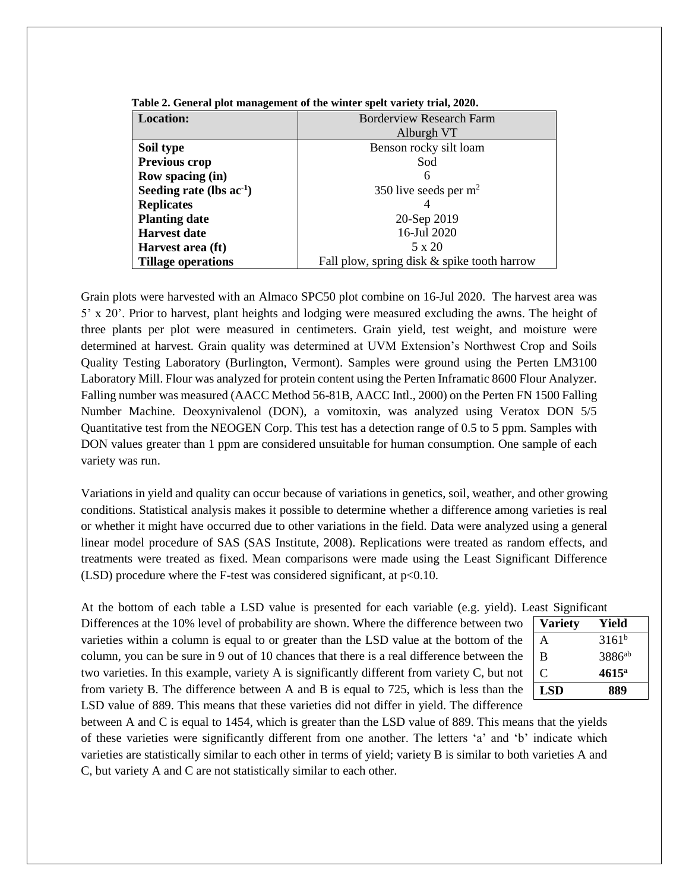**Table 2. General plot management of the winter spelt variety trial, 2020.**

| Location: | Borderview Research Farm Alburgh VT |
|---|---|
| **Soil type** | Benson rocky silt loam |
| **Previous crop** | Sod |
| **Row spacing (in)** | 6 |
| **Seeding rate (lbs $ac^{-1}$)** | 350 live seeds per $m^2$ |
| **Replicates** | 4 |
| **Planting date** | 20-Sep 2019 |
| **Harvest date** | 16-Jul 2020 |
| **Harvest area (ft)** | 5 x 20 |
| **Tillage operations** | Fall plow, spring disk & spike tooth harrow |

Grain plots were harvested with an Almaco SPC50 plot combine on 16-Jul 2020. The harvest area was 5' x 20'. Prior to harvest, plant heights and lodging were measured excluding the awns. The height of three plants per plot were measured in centimeters. Grain yield, test weight, and moisture were determined at harvest. Grain quality was determined at UVM Extension's Northwest Crop and Soils Quality Testing Laboratory (Burlington, Vermont). Samples were ground using the Perten LM3100 Laboratory Mill. Flour was analyzed for protein content using the Perten Inframatic 8600 Flour Analyzer. Falling number was measured (AACC Method 56-81B, AACC Intl., 2000) on the Perten FN 1500 Falling Number Machine. Deoxynivalenol (DON), a vomitoxin, was analyzed using Veratox DON 5/5 Quantitative test from the NEOGEN Corp. This test has a detection range of 0.5 to 5 ppm. Samples with DON values greater than 1 ppm are considered unsuitable for human consumption. One sample of each variety was run.

Variations in yield and quality can occur because of variations in genetics, soil, weather, and other growing conditions. Statistical analysis makes it possible to determine whether a difference among varieties is real or whether it might have occurred due to other variations in the field. Data were analyzed using a general linear model procedure of SAS (SAS Institute, 2008). Replications were treated as random effects, and treatments were treated as fixed. Mean comparisons were made using the Least Significant Difference (LSD) procedure where the F-test was considered significant, at $p<0.10$.

At the bottom of each table a LSD value is presented for each variable (e.g. yield). Least Significant Differences at the 10% level of probability are shown. Where the difference between two varieties within a column is equal to or greater than the LSD value at the bottom of the column, you can be sure in 9 out of 10 chances that there is a real difference between the two varieties. In this example, variety A is significantly different from variety C, but not from variety B. The difference between A and B is equal to 725, which is less than the LSD value of 889. This means that these varieties did not differ in yield. The difference between A and C is equal to 1454, which is greater than the LSD value of 889. This means that the yields of these varieties were significantly different from one another. The letters 'a' and 'b' indicate which varieties are statistically similar to each other in terms of yield; variety B is similar to both varieties A and C, but variety A and C are not statistically similar to each other.

| Variety | Yield |
|---|---|
| A | $3161^{b}$ |
| B | $3886^{ab}$ |
| C | **$4615^{a}$** |
| **LSD** | **889** |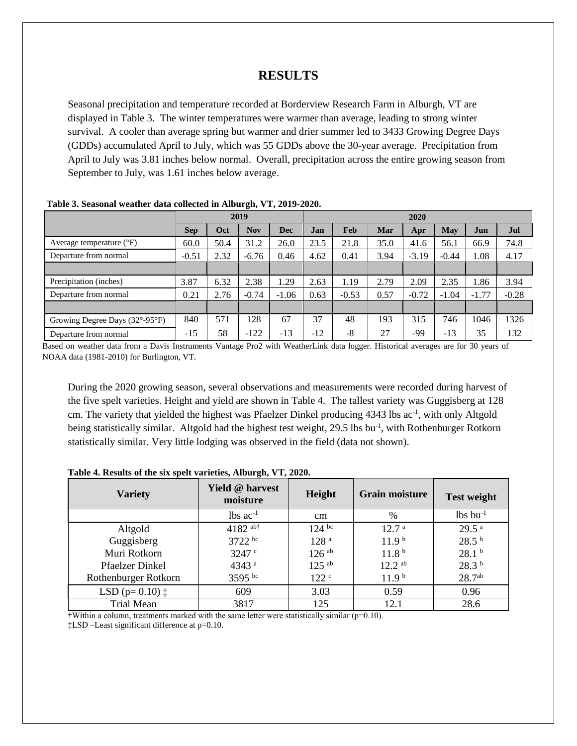# RESULTS

Seasonal precipitation and temperature recorded at Borderview Research Farm in Alburgh, VT are displayed in Table 3. The winter temperatures were warmer than average, leading to strong winter survival. A cooler than average spring but warmer and drier summer led to 3433 Growing Degree Days (GDDs) accumulated April to July, which was 55 GDDs above the 30-year average. Precipitation from April to July was 3.81 inches below normal. Overall, precipitation across the entire growing season from September to July, was 1.61 inches below average.

**Table 3. Seasonal weather data collected in Alburgh, VT, 2019-2020.**

| | 2019 | | | | 2020 | | | | | | |
|---|---|---|---|---|---|---|---|---|---|---|---|
| | **Sep** | **Oct** | **Nov** | **Dec** | **Jan** | **Feb** | **Mar** | **Apr** | **May** | **Jun** | **Jul** |
| Average temperature (°F) | 60.0 | 50.4 | 31.2 | 26.0 | 23.5 | 21.8 | 35.0 | 41.6 | 56.1 | 66.9 | 74.8 |
| Departure from normal | -0.51 | 2.32 | -6.76 | 0.46 | 4.62 | 0.41 | 3.94 | -3.19 | -0.44 | 1.08 | 4.17 |
| | | | | | | | | | | | |
| Precipitation (inches) | 3.87 | 6.32 | 2.38 | 1.29 | 2.63 | 1.19 | 2.79 | 2.09 | 2.35 | 1.86 | 3.94 |
| Departure from normal | 0.21 | 2.76 | -0.74 | -1.06 | 0.63 | -0.53 | 0.57 | -0.72 | -1.04 | -1.77 | -0.28 |
| | | | | | | | | | | | |
| Growing Degree Days (32°-95°F) | 840 | 571 | 128 | 67 | 37 | 48 | 193 | 315 | 746 | 1046 | 1326 |
| Departure from normal | -15 | 58 | -122 | -13 | -12 | -8 | 27 | -99 | -13 | 35 | 132 |

Based on weather data from a Davis Instruments Vantage Pro2 with WeatherLink data logger. Historical averages are for 30 years of NOAA data (1981-2010) for Burlington, VT.

During the 2020 growing season, several observations and measurements were recorded during harvest of the five spelt varieties. Height and yield are shown in Table 4. The tallest variety was Guggisberg at 128 cm. The variety that yielded the highest was Pfaelzer Dinkel producing 4343 lbs ac$^{-1}$, with only Altgold being statistically similar. Altgold had the highest test weight, 29.5 lbs bu$^{-1}$, with Rothenburger Rotkorn statistically similar. Very little lodging was observed in the field (data not shown).

**Table 4. Results of the six spelt varieties, Alburgh, VT, 2020.**

| Variety | Yield @ harvest moisture | Height | Grain moisture | Test weight |
|---|---|---|---|---|
| | lbs ac$^{-1}$ | cm | % | lbs bu$^{-1}$ |
| Altgold | 4182 ab† | 124 bc | 12.7 a | 29.5 a |
| Guggisberg | 3722 bc | 128 a | 11.9 b | 28.5 b |
| Muri Rotkorn | 3247 c | 126 ab | 11.8 b | 28.1 b |
| Pfaelzer Dinkel | 4343 a | 125 ab | 12.2 ab | 28.3 b |
| Rothenburger Rotkorn | 3595 bc | 122 c | 11.9 b | 28.7ab |
| LSD (p= 0.10) ‡ | 609 | 3.03 | 0.59 | 0.96 |
| Trial Mean | 3817 | 125 | 12.1 | 28.6 |

†Within a column, treatments marked with the same letter were statistically similar (p=0.10).
‡LSD –Least significant difference at p=0.10.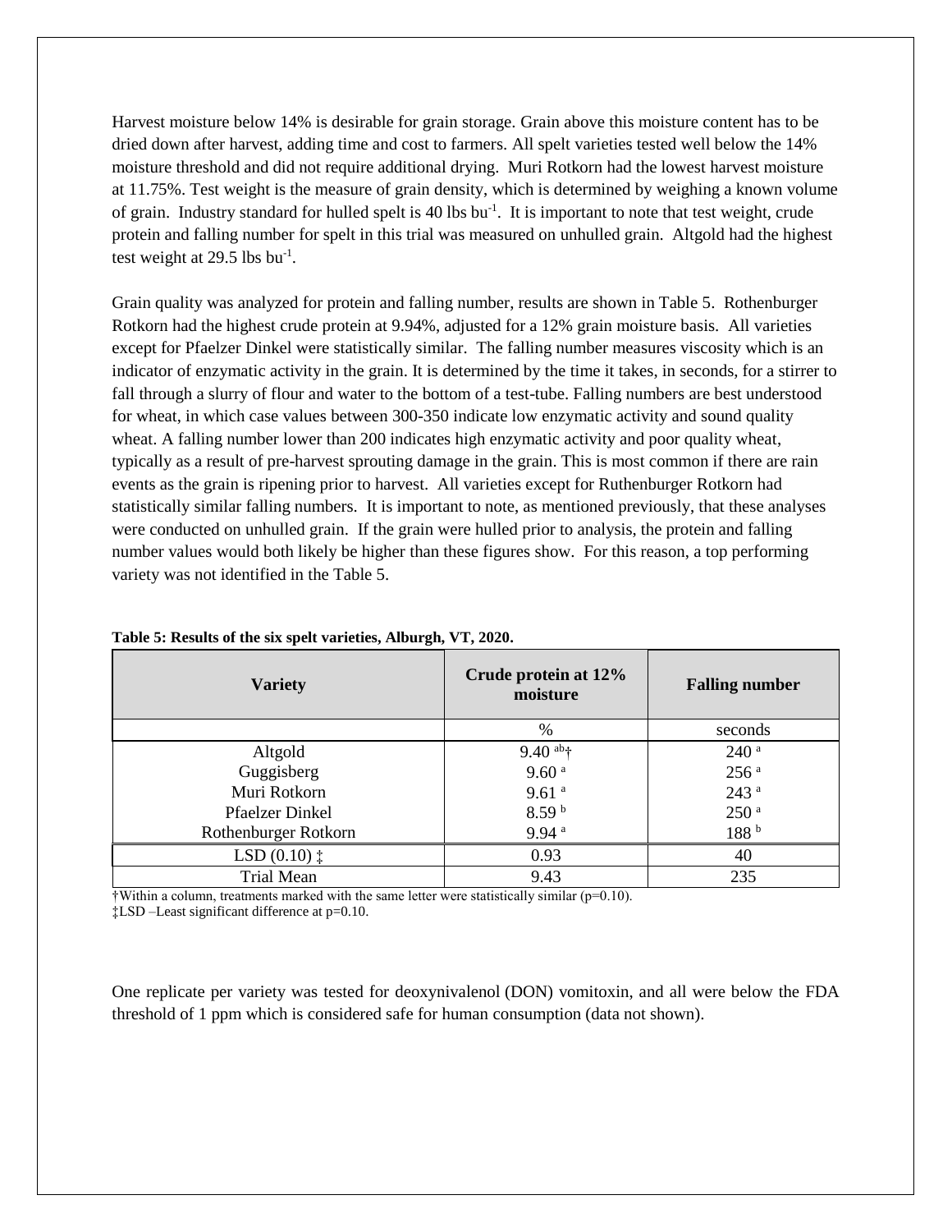Harvest moisture below 14% is desirable for grain storage. Grain above this moisture content has to be dried down after harvest, adding time and cost to farmers. All spelt varieties tested well below the 14% moisture threshold and did not require additional drying. Muri Rotkorn had the lowest harvest moisture at 11.75%. Test weight is the measure of grain density, which is determined by weighing a known volume of grain. Industry standard for hulled spelt is 40 lbs $bu^{-1}$. It is important to note that test weight, crude protein and falling number for spelt in this trial was measured on unhulled grain. Altgold had the highest test weight at 29.5 lbs $bu^{-1}$.

Grain quality was analyzed for protein and falling number, results are shown in Table 5. Rothenburger Rotkorn had the highest crude protein at 9.94%, adjusted for a 12% grain moisture basis. All varieties except for Pfaelzer Dinkel were statistically similar. The falling number measures viscosity which is an indicator of enzymatic activity in the grain. It is determined by the time it takes, in seconds, for a stirrer to fall through a slurry of flour and water to the bottom of a test-tube. Falling numbers are best understood for wheat, in which case values between 300-350 indicate low enzymatic activity and sound quality wheat. A falling number lower than 200 indicates high enzymatic activity and poor quality wheat, typically as a result of pre-harvest sprouting damage in the grain. This is most common if there are rain events as the grain is ripening prior to harvest. All varieties except for Ruthenburger Rotkorn had statistically similar falling numbers. It is important to note, as mentioned previously, that these analyses were conducted on unhulled grain. If the grain were hulled prior to analysis, the protein and falling number values would both likely be higher than these figures show. For this reason, a top performing variety was not identified in the Table 5.

**Table 5: Results of the six spelt varieties, Alburgh, VT, 2020.**

| Variety | Crude protein at 12% moisture | Falling number |
|---|---|---|
| | % | seconds |
| Altgold | 9.40 [ab]† | 240 [a] |
| Guggisberg | 9.60 [a] | 256 [a] |
| Muri Rotkorn | 9.61 [a] | 243 [a] |
| Pfaelzer Dinkel | 8.59 [b] | 250 [a] |
| Rothenburger Rotkorn | 9.94 [a] | 188 [b] |
| LSD (0.10) ‡ | 0.93 | 40 |
| Trial Mean | 9.43 | 235 |

†Within a column, treatments marked with the same letter were statistically similar (p=0.10).
‡LSD –Least significant difference at p=0.10.

One replicate per variety was tested for deoxynivalenol (DON) vomitoxin, and all were below the FDA threshold of 1 ppm which is considered safe for human consumption (data not shown).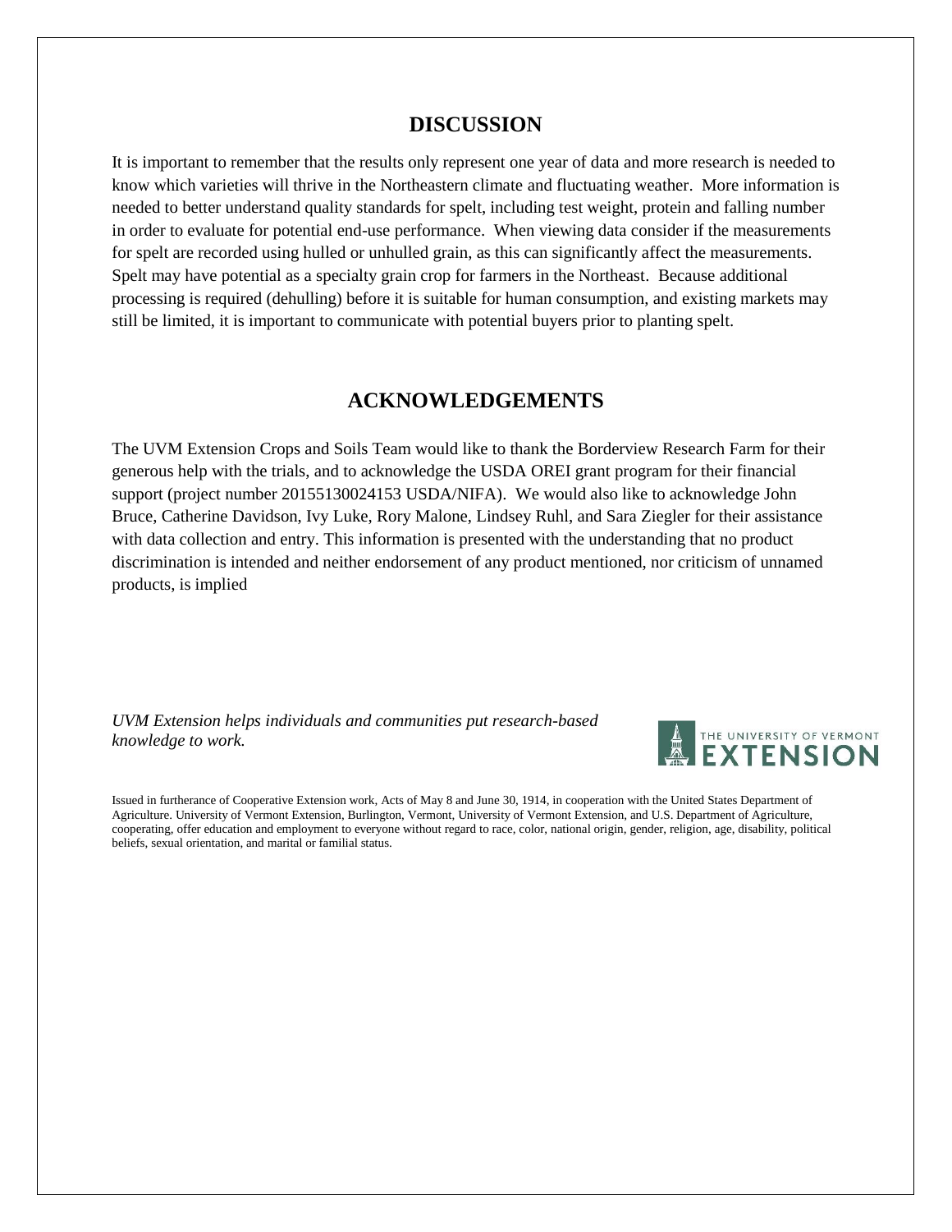## DISCUSSION

It is important to remember that the results only represent one year of data and more research is needed to know which varieties will thrive in the Northeastern climate and fluctuating weather. More information is needed to better understand quality standards for spelt, including test weight, protein and falling number in order to evaluate for potential end-use performance. When viewing data consider if the measurements for spelt are recorded using hulled or unhulled grain, as this can significantly affect the measurements. Spelt may have potential as a specialty grain crop for farmers in the Northeast. Because additional processing is required (dehulling) before it is suitable for human consumption, and existing markets may still be limited, it is important to communicate with potential buyers prior to planting spelt.

## ACKNOWLEDGEMENTS

The UVM Extension Crops and Soils Team would like to thank the Borderview Research Farm for their generous help with the trials, and to acknowledge the USDA OREI grant program for their financial support (project number 20155130024153 USDA/NIFA). We would also like to acknowledge John Bruce, Catherine Davidson, Ivy Luke, Rory Malone, Lindsey Ruhl, and Sara Ziegler for their assistance with data collection and entry. This information is presented with the understanding that no product discrimination is intended and neither endorsement of any product mentioned, nor criticism of unnamed products, is implied

*UVM Extension helps individuals and communities put research-based knowledge to work.*

THE UNIVERSITY OF VERMONT EXTENSION

Issued in furtherance of Cooperative Extension work, Acts of May 8 and June 30, 1914, in cooperation with the United States Department of Agriculture. University of Vermont Extension, Burlington, Vermont, University of Vermont Extension, and U.S. Department of Agriculture, cooperating, offer education and employment to everyone without regard to race, color, national origin, gender, religion, age, disability, political beliefs, sexual orientation, and marital or familial status.